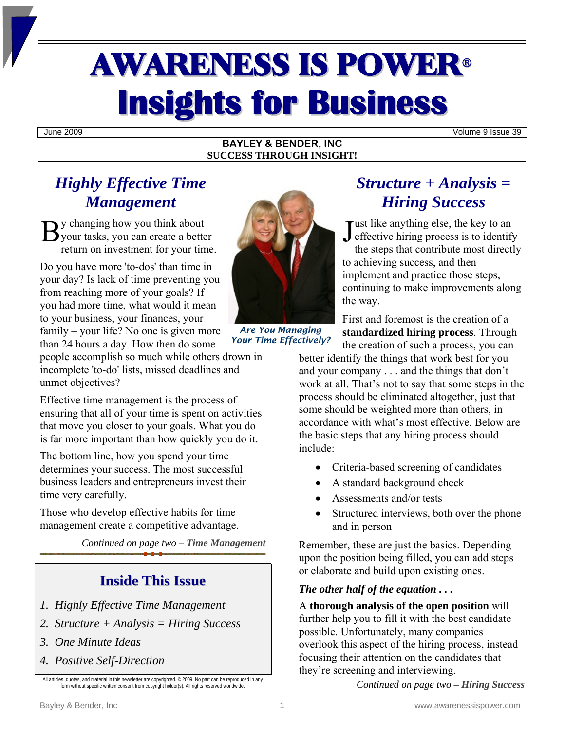# AWARENESS IS POWER®
# Insights for Business

June 2009 — Volume 9 Issue 39

**BAYLEY & BENDER, INC**
**SUCCESS THROUGH INSIGHT!**

## *Highly Effective Time Management*

By changing how you think about your tasks, you can create a better return on investment for your time.

Do you have more 'to-dos' than time in your day? Is lack of time preventing you from reaching more of your goals? If you had more time, what would it mean to your business, your finances, your family – your life? No one is given more than 24 hours a day. How then do some people accomplish so much while others drown in incomplete 'to-do' lists, missed deadlines and unmet objectives?

Effective time management is the process of ensuring that all of your time is spent on activities that move you closer to your goals. What you do is far more important than how quickly you do it.

The bottom line, how you spend your time determines your success. The most successful business leaders and entrepreneurs invest their time very carefully.

Those who develop effective habits for time management create a competitive advantage.

*Continued on page two – **Time Management***

*Are You Managing Your Time Effectively?*

## Inside This Issue

1. *Highly Effective Time Management*
2. *Structure + Analysis = Hiring Success*
3. *One Minute Ideas*
4. *Positive Self-Direction*

All articles, quotes, and material in this newsletter are copyrighted. © 2009. No part can be reproduced in any form without specific written consent from copyright holder(s). All rights reserved worldwide.

## *Structure + Analysis = Hiring Success*

Just like anything else, the key to an effective hiring process is to identify the steps that contribute most directly to achieving success, and then implement and practice those steps, continuing to make improvements along the way.

First and foremost is the creation of a **standardized hiring process**. Through the creation of such a process, you can better identify the things that work best for you and your company . . . and the things that don't work at all. That's not to say that some steps in the process should be eliminated altogether, just that some should be weighted more than others, in accordance with what's most effective. Below are the basic steps that any hiring process should include:

- Criteria-based screening of candidates
- A standard background check
- Assessments and/or tests
- Structured interviews, both over the phone and in person

Remember, these are just the basics. Depending upon the position being filled, you can add steps or elaborate and build upon existing ones.

***The other half of the equation . . .***

A **thorough analysis of the open position** will further help you to fill it with the best candidate possible. Unfortunately, many companies overlook this aspect of the hiring process, instead focusing their attention on the candidates that they're screening and interviewing.

*Continued on page two – **Hiring Success***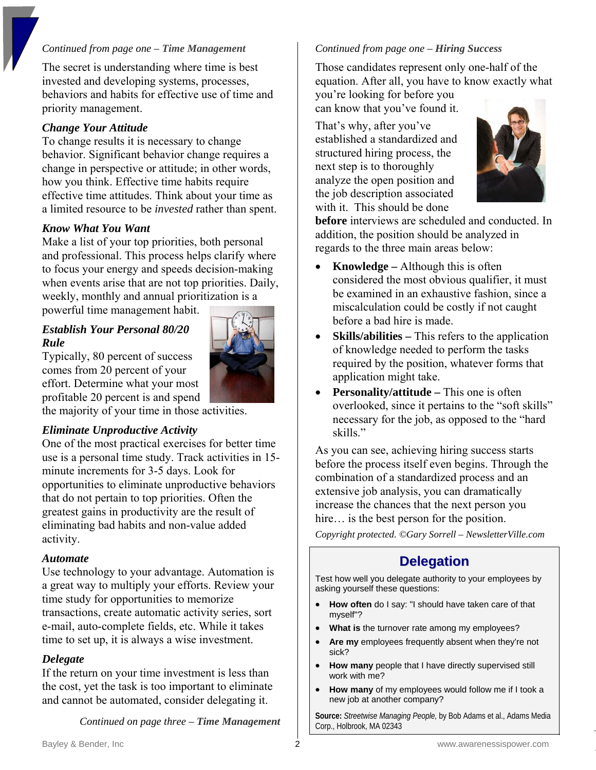*Continued from page one – **Time Management***

The secret is understanding where time is best invested and developing systems, processes, behaviors and habits for effective use of time and priority management.

### *Change Your Attitude*

To change results it is necessary to change behavior. Significant behavior change requires a change in perspective or attitude; in other words, how you think. Effective time habits require effective time attitudes. Think about your time as a limited resource to be *invested* rather than spent.

### *Know What You Want*

Make a list of your top priorities, both personal and professional. This process helps clarify where to focus your energy and speeds decision-making when events arise that are not top priorities. Daily, weekly, monthly and annual prioritization is a powerful time management habit.

### *Establish Your Personal 80/20 Rule*

Typically, 80 percent of success comes from 20 percent of your effort. Determine what your most profitable 20 percent is and spend the majority of your time in those activities.

### *Eliminate Unproductive Activity*

One of the most practical exercises for better time use is a personal time study. Track activities in 15-minute increments for 3-5 days. Look for opportunities to eliminate unproductive behaviors that do not pertain to top priorities. Often the greatest gains in productivity are the result of eliminating bad habits and non-value added activity.

### *Automate*

Use technology to your advantage. Automation is a great way to multiply your efforts. Review your time study for opportunities to memorize transactions, create automatic activity series, sort e-mail, auto-complete fields, etc. While it takes time to set up, it is always a wise investment.

### *Delegate*

If the return on your time investment is less than the cost, yet the task is too important to eliminate and cannot be automated, consider delegating it.

*Continued on page three – **Time Management***

*Continued from page one – **Hiring Success***

Those candidates represent only one-half of the equation. After all, you have to know exactly what you're looking for before you can know that you've found it.

That's why, after you've established a standardized and structured hiring process, the next step is to thoroughly analyze the open position and the job description associated with it. This should be done **before** interviews are scheduled and conducted. In addition, the position should be analyzed in regards to the three main areas below:

- **Knowledge –** Although this is often considered the most obvious qualifier, it must be examined in an exhaustive fashion, since a miscalculation could be costly if not caught before a bad hire is made.
- **Skills/abilities –** This refers to the application of knowledge needed to perform the tasks required by the position, whatever forms that application might take.
- **Personality/attitude –** This one is often overlooked, since it pertains to the "soft skills" necessary for the job, as opposed to the "hard skills."

As you can see, achieving hiring success starts before the process itself even begins. Through the combination of a standardized process and an extensive job analysis, you can dramatically increase the chances that the next person you hire… is the best person for the position.

*Copyright protected. ©Gary Sorrell – NewsletterVille.com*

## Delegation

Test how well you delegate authority to your employees by asking yourself these questions:

- **How often** do I say: "I should have taken care of that myself"?
- **What is** the turnover rate among my employees?
- **Are my** employees frequently absent when they're not sick?
- **How many** people that I have directly supervised still work with me?
- **How many** of my employees would follow me if I took a new job at another company?

**Source:** *Streetwise Managing People,* by Bob Adams et al., Adams Media Corp., Holbrook, MA 02343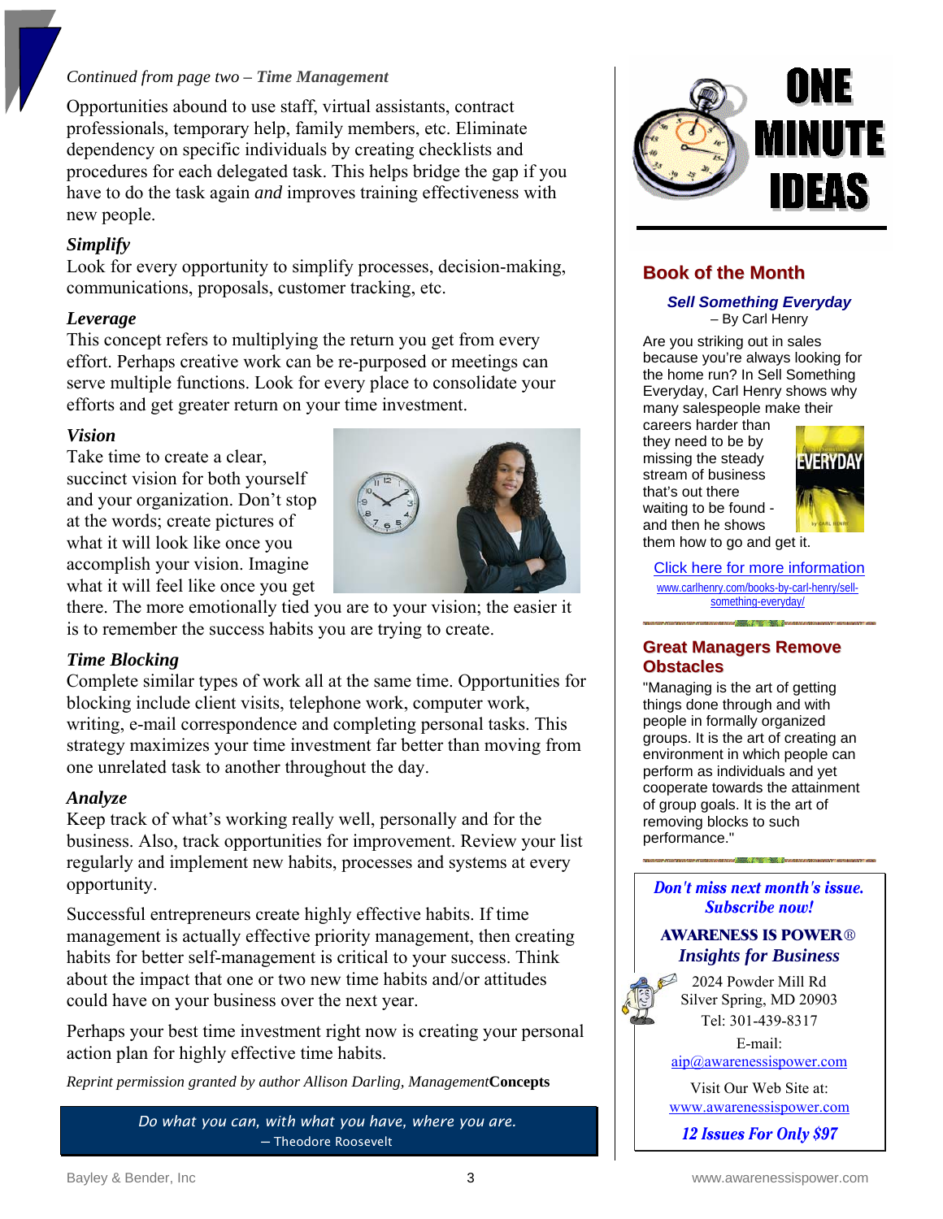*Continued from page two – **Time Management***

Opportunities abound to use staff, virtual assistants, contract professionals, temporary help, family members, etc. Eliminate dependency on specific individuals by creating checklists and procedures for each delegated task. This helps bridge the gap if you have to do the task again *and* improves training effectiveness with new people.

***Simplify***

Look for every opportunity to simplify processes, decision-making, communications, proposals, customer tracking, etc.

***Leverage***

This concept refers to multiplying the return you get from every effort. Perhaps creative work can be re-purposed or meetings can serve multiple functions. Look for every place to consolidate your efforts and get greater return on your time investment.

***Vision***

Take time to create a clear, succinct vision for both yourself and your organization. Don't stop at the words; create pictures of what it will look like once you accomplish your vision. Imagine what it will feel like once you get there. The more emotionally tied you are to your vision; the easier it is to remember the success habits you are trying to create.

***Time Blocking***

Complete similar types of work all at the same time. Opportunities for blocking include client visits, telephone work, computer work, writing, e-mail correspondence and completing personal tasks. This strategy maximizes your time investment far better than moving from one unrelated task to another throughout the day.

***Analyze***

Keep track of what's working really well, personally and for the business. Also, track opportunities for improvement. Review your list regularly and implement new habits, processes and systems at every opportunity.

Successful entrepreneurs create highly effective habits. If time management is actually effective priority management, then creating habits for better self-management is critical to your success. Think about the impact that one or two new time habits and/or attitudes could have on your business over the next year.

Perhaps your best time investment right now is creating your personal action plan for highly effective time habits.

*Reprint permission granted by author Allison Darling, Management***Concepts**

*Do what you can, with what you have, where you are.*
– Theodore Roosevelt

# ONE MINUTE IDEAS

## Book of the Month

***Sell Something Everyday***
– By Carl Henry

Are you striking out in sales because you're always looking for the home run? In Sell Something Everyday, Carl Henry shows why many salespeople make their careers harder than they need to be by missing the steady stream of business that's out there waiting to be found - and then he shows them how to go and get it.

Click here for more information
www.carlhenry.com/books-by-carl-henry/sell-something-everyday/

## Great Managers Remove Obstacles

"Managing is the art of getting things done through and with people in formally organized groups. It is the art of creating an environment in which people can perform as individuals and yet cooperate towards the attainment of group goals. It is the art of removing blocks to such performance."

***Don't miss next month's issue. Subscribe now!***

**AWARENESS IS POWER®**
***Insights for Business***

2024 Powder Mill Rd
Silver Spring, MD 20903
Tel: 301-439-8317

E-mail:
aip@awarenessispower.com

Visit Our Web Site at:
www.awarenessispower.com

***12 Issues For Only $97***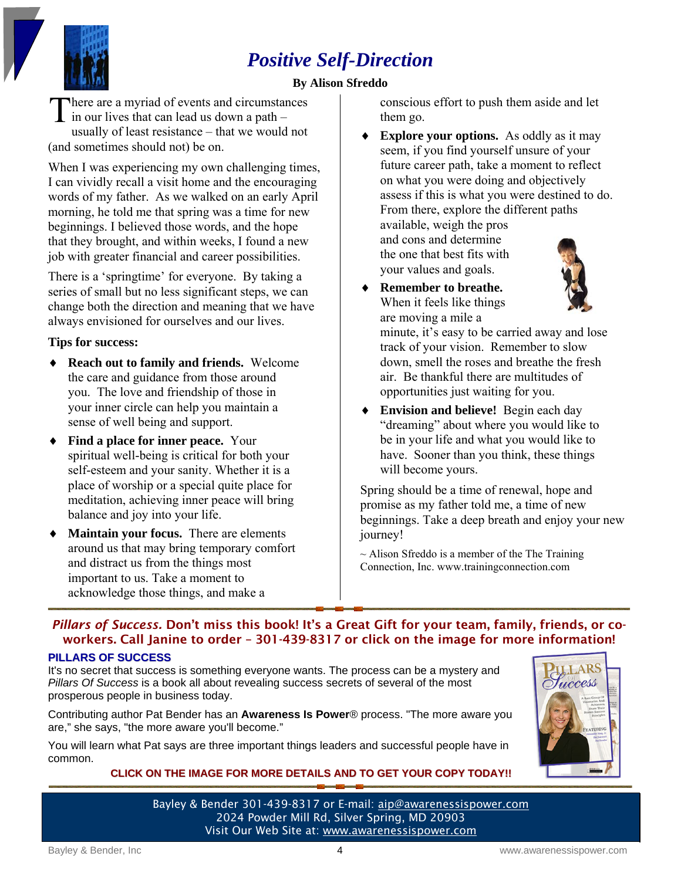# Positive Self-Direction

**By Alison Sfreddo**

There are a myriad of events and circumstances in our lives that can lead us down a path – usually of least resistance – that we would not (and sometimes should not) be on.

When I was experiencing my own challenging times, I can vividly recall a visit home and the encouraging words of my father. As we walked on an early April morning, he told me that spring was a time for new beginnings. I believed those words, and the hope that they brought, and within weeks, I found a new job with greater financial and career possibilities.

There is a 'springtime' for everyone. By taking a series of small but no less significant steps, we can change both the direction and meaning that we have always envisioned for ourselves and our lives.

**Tips for success:**

- **Reach out to family and friends.** Welcome the care and guidance from those around you. The love and friendship of those in your inner circle can help you maintain a sense of well being and support.
- **Find a place for inner peace.** Your spiritual well-being is critical for both your self-esteem and your sanity. Whether it is a place of worship or a special quite place for meditation, achieving inner peace will bring balance and joy into your life.
- **Maintain your focus.** There are elements around us that may bring temporary comfort and distract us from the things most important to us. Take a moment to acknowledge those things, and make a conscious effort to push them aside and let them go.
- **Explore your options.** As oddly as it may seem, if you find yourself unsure of your future career path, take a moment to reflect on what you were doing and objectively assess if this is what you were destined to do. From there, explore the different paths available, weigh the pros and cons and determine the one that best fits with your values and goals.
- **Remember to breathe.** When it feels like things are moving a mile a minute, it's easy to be carried away and lose track of your vision. Remember to slow down, smell the roses and breathe the fresh air. Be thankful there are multitudes of opportunities just waiting for you.
- **Envision and believe!** Begin each day "dreaming" about where you would like to be in your life and what you would like to have. Sooner than you think, these things will become yours.

Spring should be a time of renewal, hope and promise as my father told me, a time of new beginnings. Take a deep breath and enjoy your new journey!

~ Alison Sfreddo is a member of the The Training Connection, Inc. www.trainingconnection.com

---

***Pillars of Success.*** **Don't miss this book! It's a Great Gift for your team, family, friends, or co-workers. Call Janine to order – 301-439-8317 or click on the image for more information!**

**PILLARS OF SUCCESS**

It's no secret that success is something everyone wants. The process can be a mystery and *Pillars Of Success* is a book all about revealing success secrets of several of the most prosperous people in business today.

Contributing author Pat Bender has an **Awareness Is Power**® process. "The more aware you are," she says, "the more aware you'll become."

You will learn what Pat says are three important things leaders and successful people have in common.

**CLICK ON THE IMAGE FOR MORE DETAILS AND TO GET YOUR COPY TODAY!!**

---

Bayley & Bender 301-439-8317 or E-mail: aip@awarenessispower.com
2024 Powder Mill Rd, Silver Spring, MD 20903
Visit Our Web Site at: www.awarenessispower.com